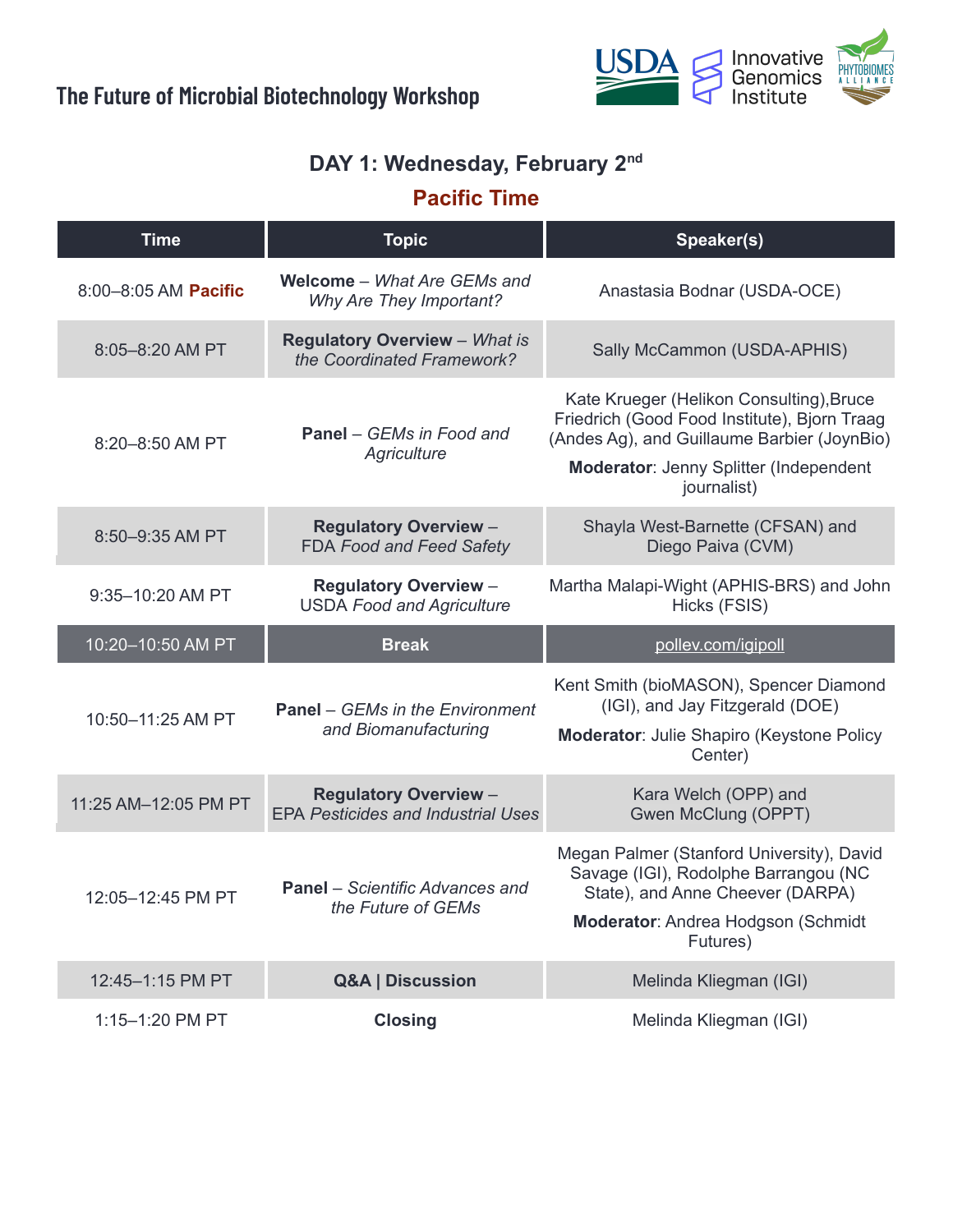# The Future of Microbial Biotechnology Workshop

USDA | Innovative Genomics Institute | PHYTOBIOMES ALLIANCE

## DAY 1: Wednesday, February 2nd

### Pacific Time

| Time | Topic | Speaker(s) |
|---|---|---|
| 8:00–8:05 AM **Pacific** | **Welcome** – *What Are GEMs and Why Are They Important?* | Anastasia Bodnar (USDA-OCE) |
| 8:05–8:20 AM PT | **Regulatory Overview** – *What is the Coordinated Framework?* | Sally McCammon (USDA-APHIS) |
| 8:20–8:50 AM PT | **Panel** – *GEMs in Food and Agriculture* | Kate Krueger (Helikon Consulting),Bruce Friedrich (Good Food Institute), Bjorn Traag (Andes Ag), and Guillaume Barbier (JoynBio) **Moderator**: Jenny Splitter (Independent journalist) |
| 8:50–9:35 AM PT | **Regulatory Overview** – FDA *Food and Feed Safety* | Shayla West-Barnette (CFSAN) and Diego Paiva (CVM) |
| 9:35–10:20 AM PT | **Regulatory Overview** – USDA *Food and Agriculture* | Martha Malapi-Wight (APHIS-BRS) and John Hicks (FSIS) |
| 10:20–10:50 AM PT | **Break** | pollev.com/igipoll |
| 10:50–11:25 AM PT | **Panel** – *GEMs in the Environment and Biomanufacturing* | Kent Smith (bioMASON), Spencer Diamond (IGI), and Jay Fitzgerald (DOE) **Moderator**: Julie Shapiro (Keystone Policy Center) |
| 11:25 AM–12:05 PM PT | **Regulatory Overview** – EPA *Pesticides and Industrial Uses* | Kara Welch (OPP) and Gwen McClung (OPPT) |
| 12:05–12:45 PM PT | **Panel** – *Scientific Advances and the Future of GEMs* | Megan Palmer (Stanford University), David Savage (IGI), Rodolphe Barrangou (NC State), and Anne Cheever (DARPA) **Moderator**: Andrea Hodgson (Schmidt Futures) |
| 12:45–1:15 PM PT | **Q&A \| Discussion** | Melinda Kliegman (IGI) |
| 1:15–1:20 PM PT | **Closing** | Melinda Kliegman (IGI) |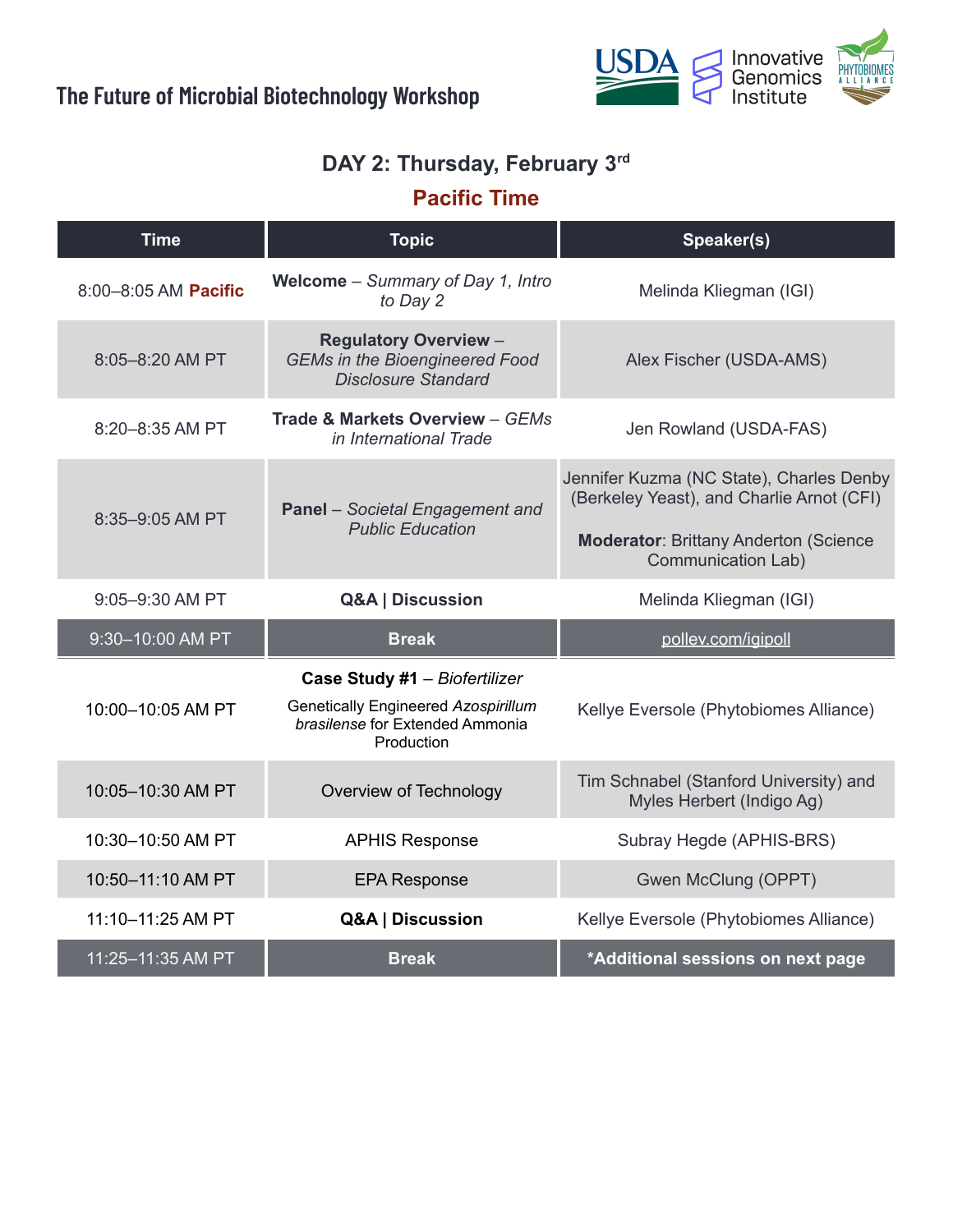## The Future of Microbial Biotechnology Workshop

### DAY 2: Thursday, February 3rd

**Pacific Time**

| Time | Topic | Speaker(s) |
| --- | --- | --- |
| 8:00–8:05 AM **Pacific** | **Welcome** – *Summary of Day 1, Intro to Day 2* | Melinda Kliegman (IGI) |
| 8:05–8:20 AM PT | **Regulatory Overview** – *GEMs in the Bioengineered Food Disclosure Standard* | Alex Fischer (USDA-AMS) |
| 8:20–8:35 AM PT | **Trade & Markets Overview** – *GEMs in International Trade* | Jen Rowland (USDA-FAS) |
| 8:35–9:05 AM PT | **Panel** – *Societal Engagement and Public Education* | Jennifer Kuzma (NC State), Charles Denby (Berkeley Yeast), and Charlie Arnot (CFI) **Moderator**: Brittany Anderton (Science Communication Lab) |
| 9:05–9:30 AM PT | **Q&A \| Discussion** | Melinda Kliegman (IGI) |
| 9:30–10:00 AM PT | **Break** | pollev.com/igipoll |
| 10:00–10:05 AM PT | **Case Study #1** – *Biofertilizer* Genetically Engineered *Azospirillum brasilense* for Extended Ammonia Production | Kellye Eversole (Phytobiomes Alliance) |
| 10:05–10:30 AM PT | Overview of Technology | Tim Schnabel (Stanford University) and Myles Herbert (Indigo Ag) |
| 10:30–10:50 AM PT | APHIS Response | Subray Hegde (APHIS-BRS) |
| 10:50–11:10 AM PT | EPA Response | Gwen McClung (OPPT) |
| 11:10–11:25 AM PT | **Q&A \| Discussion** | Kellye Eversole (Phytobiomes Alliance) |
| 11:25–11:35 AM PT | **Break** | ***Additional sessions on next page** |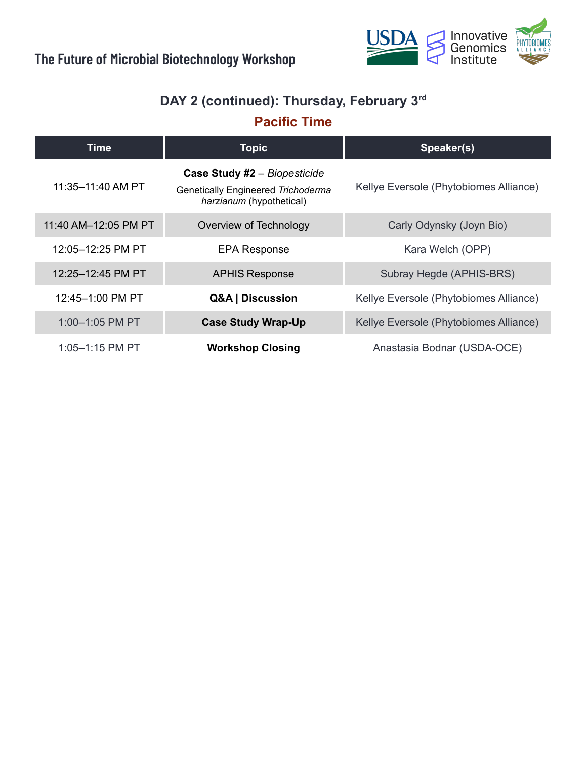## The Future of Microbial Biotechnology Workshop

### DAY 2 (continued): Thursday, February 3rd

**Pacific Time**

| Time | Topic | Speaker(s) |
|---|---|---|
| 11:35–11:40 AM PT | **Case Study #2** – *Biopesticide* Genetically Engineered *Trichoderma harzianum* (hypothetical) | Kellye Eversole (Phytobiomes Alliance) |
| 11:40 AM–12:05 PM PT | Overview of Technology | Carly Odynsky (Joyn Bio) |
| 12:05–12:25 PM PT | EPA Response | Kara Welch (OPP) |
| 12:25–12:45 PM PT | APHIS Response | Subray Hegde (APHIS-BRS) |
| 12:45–1:00 PM PT | **Q&A \| Discussion** | Kellye Eversole (Phytobiomes Alliance) |
| 1:00–1:05 PM PT | **Case Study Wrap-Up** | Kellye Eversole (Phytobiomes Alliance) |
| 1:05–1:15 PM PT | **Workshop Closing** | Anastasia Bodnar (USDA-OCE) |